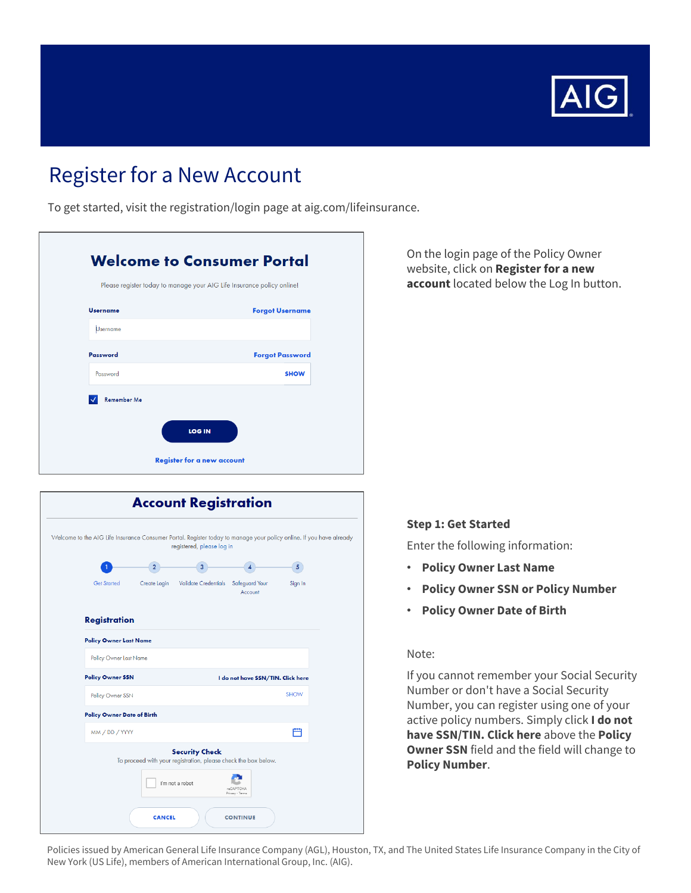# Register for a New Account

To get started, visit the registration/login page at aig.com/lifeinsurance.

**Welcome to Consumer Portal**

Please register today to manage your AIG Life Insurance policy online!

Username | Forgot Username

Password | Forgot Password | SHOW

Remember Me

LOG IN

Register for a new account

On the login page of the Policy Owner website, click on **Register for a new account** located below the Log In button.

**Account Registration**

Welcome to the AIG Life Insurance Consumer Portal. Register today to manage your policy online. If you have already registered, please log in

1 Get Started — 2 Create Login — 3 Validate Credentials — 4 Safeguard Your Account — 5 Sign In

**Registration**

Policy Owner Last Name

Policy Owner SSN | I do not have SSN/TIN. Click here | SHOW

Policy Owner Date of Birth (MM / DD / YYYY)

Security Check

To proceed with your registration, please check the box below.

I'm not a robot

CANCEL | CONTINUE

### Step 1: Get Started

Enter the following information:

- **Policy Owner Last Name**
- **Policy Owner SSN or Policy Number**
- **Policy Owner Date of Birth**

Note:

If you cannot remember your Social Security Number or don't have a Social Security Number, you can register using one of your active policy numbers. Simply click **I do not have SSN/TIN. Click here** above the **Policy Owner SSN** field and the field will change to **Policy Number**.

Policies issued by American General Life Insurance Company (AGL), Houston, TX, and The United States Life Insurance Company in the City of New York (US Life), members of American International Group, Inc. (AIG).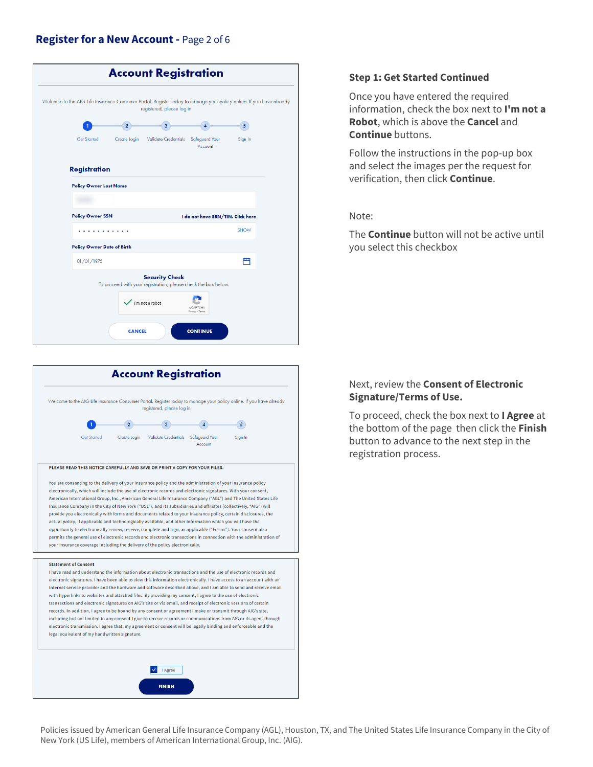## Register for a New Account - Page 2 of 6

### Account Registration

Welcome to the AIG Life Insurance Consumer Portal. Register today to manage your policy online. If you have already registered, please log in

1 Get Started — 2 Create Login — 3 Validate Credentials — 4 Safeguard Your Account — 5 Sign In

**Registration**

Policy Owner Last Name

Policy Owner SSN — I do not have SSN/TIN. Click here

SHOW

Policy Owner Date of Birth

01/01/1975

**Security Check**

To proceed with your registration, please check the box below.

I'm not a robot

CANCEL | CONTINUE

### Step 1: Get Started Continued

Once you have entered the required information, check the box next to **I'm not a Robot**, which is above the **Cancel** and **Continue** buttons.

Follow the instructions in the pop-up box and select the images per the request for verification, then click **Continue**.

Note:

The **Continue** button will not be active until you select this checkbox

### Account Registration

Welcome to the AIG Life Insurance Consumer Portal. Register today to manage your policy online. If you have already registered, please log in

1 Get Started — 2 Create Login — 3 Validate Credentials — 4 Safeguard Your Account — 5 Sign In

PLEASE READ THIS NOTICE CAREFULLY AND SAVE OR PRINT A COPY FOR YOUR FILES.

You are consenting to the delivery of your insurance policy and the administration of your insurance policy electronically, which will include the use of electronic records and electronic signatures. With your consent, American International Group, Inc., American General Life Insurance Company ("AGL") and The United States Life Insurance Company in the City of New York ("USL"), and its subsidiaries and affiliates (collectively, "AIG") will provide you electronically with forms and documents related to your insurance policy, certain disclosures, the actual policy, if applicable and technologically available, and other information which you will have the opportunity to electronically review, receive, complete and sign, as applicable ("Forms"). Your consent also permits the general use of electronic records and electronic transactions in connection with the administration of your insurance coverage including the delivery of the policy electronically.

Statement of Consent

I have read and understand the information about electronic transactions and the use of electronic records and electronic signatures. I have been able to view this information electronically. I have access to an account with an Internet service provider and the hardware and software described above, and I am able to send and receive email with hyperlinks to websites and attached files. By providing my consent, I agree to the use of electronic transactions and electronic signatures on AIG's site or via email, and receipt of electronic versions of certain records. In addition, I agree to be bound by any consent or agreement I make or transmit through AIG's site, including but not limited to any consent I give to receive records or communications from AIG or its agent through electronic transmission. I agree that, my agreement or consent will be legally binding and enforceable and the legal equivalent of my handwritten signature.

☑ I Agree

FINISH

Next, review the **Consent of Electronic Signature/Terms of Use.**

To proceed, check the box next to **I Agree** at the bottom of the page then click the **Finish** button to advance to the next step in the registration process.

Policies issued by American General Life Insurance Company (AGL), Houston, TX, and The United States Life Insurance Company in the City of New York (US Life), members of American International Group, Inc. (AIG).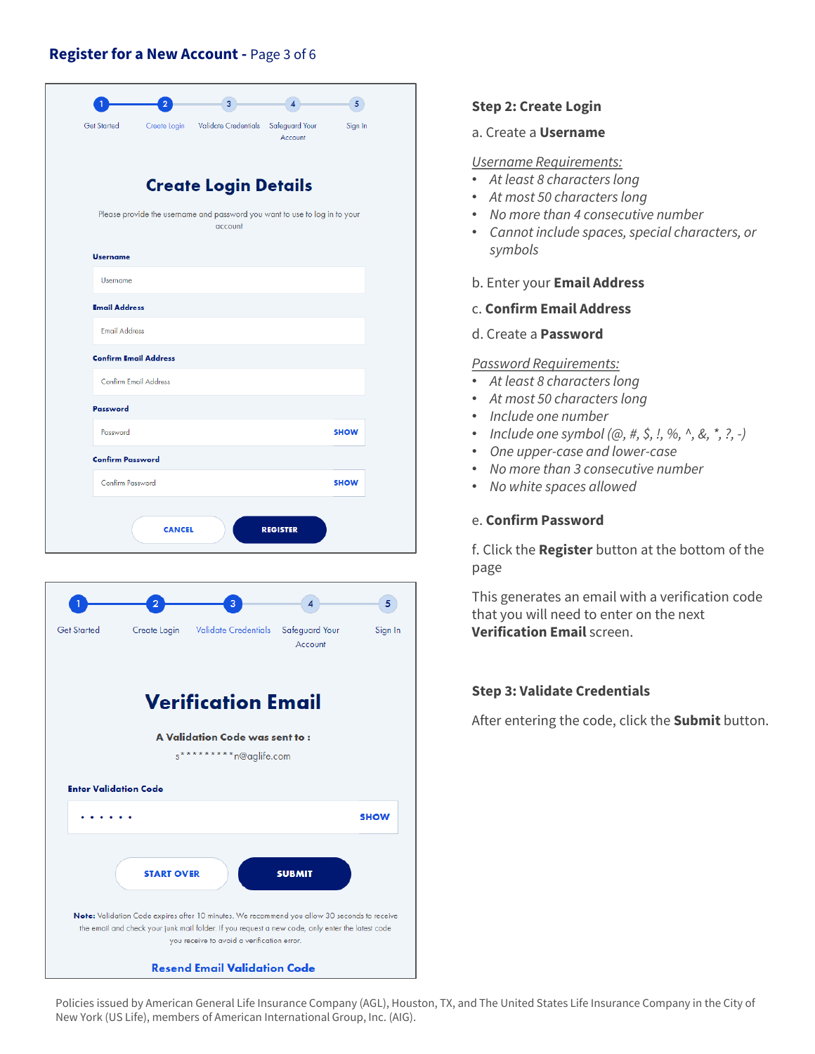## Register for a New Account - Page 3 of 6

1 Get Started — 2 Create Login — 3 Validate Credentials — 4 Safeguard Your Account — 5 Sign In

### Create Login Details

Please provide the username and password you want to use to log in to your account

**Username**

Username

**Email Address**

Email Address

**Confirm Email Address**

Confirm Email Address

**Password**

Password SHOW

**Confirm Password**

Confirm Password SHOW

CANCEL REGISTER

1 Get Started — 2 Create Login — 3 Validate Credentials — 4 Safeguard Your Account — 5 Sign In

### Verification Email

**A Validation Code was sent to :**

s*********n@aglife.com

**Enter Validation Code**

• • • • • • SHOW

START OVER SUBMIT

**Note:** Validation Code expires after 10 minutes. We recommend you allow 30 seconds to receive the email and check your junk mail folder. If you request a new code, only enter the latest code you receive to avoid a verification error.

**Resend Email Validation Code**

**Step 2: Create Login**

a. Create a **Username**

<u>*Username Requirements:*</u>

- *At least 8 characters long*
- *At most 50 characters long*
- *No more than 4 consecutive number*
- *Cannot include spaces, special characters, or symbols*

b. Enter your **Email Address**

c. **Confirm Email Address**

d. Create a **Password**

<u>*Password Requirements:*</u>

- *At least 8 characters long*
- *At most 50 characters long*
- *Include one number*
- *Include one symbol (@, #, $, !, %, ^, &, *, ?, -)*
- *One upper-case and lower-case*
- *No more than 3 consecutive number*
- *No white spaces allowed*

e. **Confirm Password**

f. Click the **Register** button at the bottom of the page

This generates an email with a verification code that you will need to enter on the next **Verification Email** screen.

**Step 3: Validate Credentials**

After entering the code, click the **Submit** button.

Policies issued by American General Life Insurance Company (AGL), Houston, TX, and The United States Life Insurance Company in the City of New York (US Life), members of American International Group, Inc. (AIG).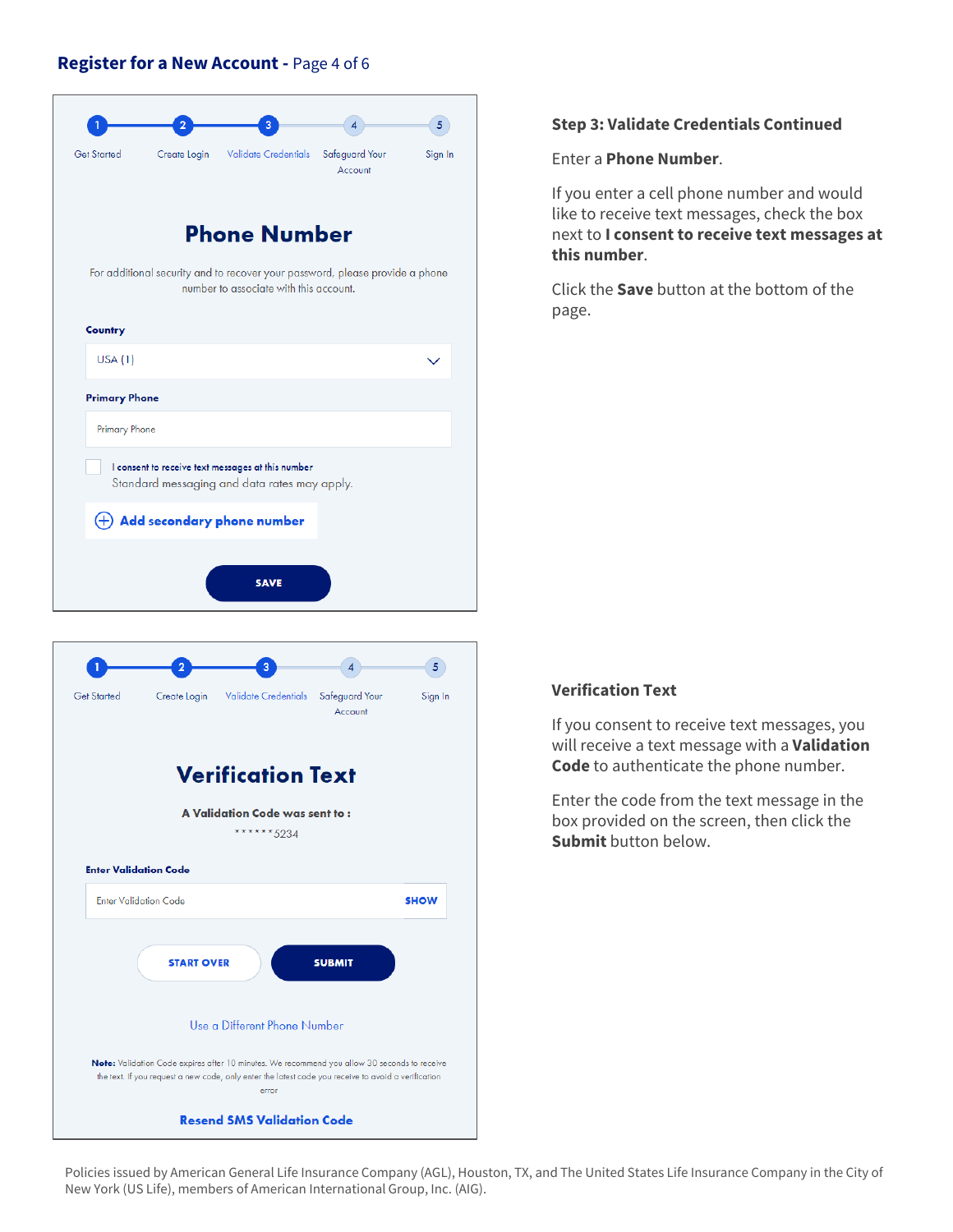## Register for a New Account - Page 4 of 6

1 Get Started — 2 Create Login — 3 Validate Credentials — 4 Safeguard Your Account — 5 Sign In

### Phone Number

For additional security and to recover your password, please provide a phone number to associate with this account.

**Country**

USA (1)

**Primary Phone**

Primary Phone

☐ I consent to receive text messages at this number
Standard messaging and data rates may apply.

**Add secondary phone number**

**SAVE**

**Step 3: Validate Credentials Continued**

Enter a **Phone Number**.

If you enter a cell phone number and would like to receive text messages, check the box next to **I consent to receive text messages at this number**.

Click the **Save** button at the bottom of the page.

1 Get Started — 2 Create Login — 3 Validate Credentials — 4 Safeguard Your Account — 5 Sign In

### Verification Text

**A Validation Code was sent to :**

******5234

**Enter Validation Code**

Enter Validation Code — **SHOW**

**START OVER** **SUBMIT**

Use a Different Phone Number

**Note:** Validation Code expires after 10 minutes. We recommend you allow 30 seconds to receive the text. If you request a new code, only enter the latest code you receive to avoid a verification error

**Resend SMS Validation Code**

**Verification Text**

If you consent to receive text messages, you will receive a text message with a **Validation Code** to authenticate the phone number.

Enter the code from the text message in the box provided on the screen, then click the **Submit** button below.

Policies issued by American General Life Insurance Company (AGL), Houston, TX, and The United States Life Insurance Company in the City of New York (US Life), members of American International Group, Inc. (AIG).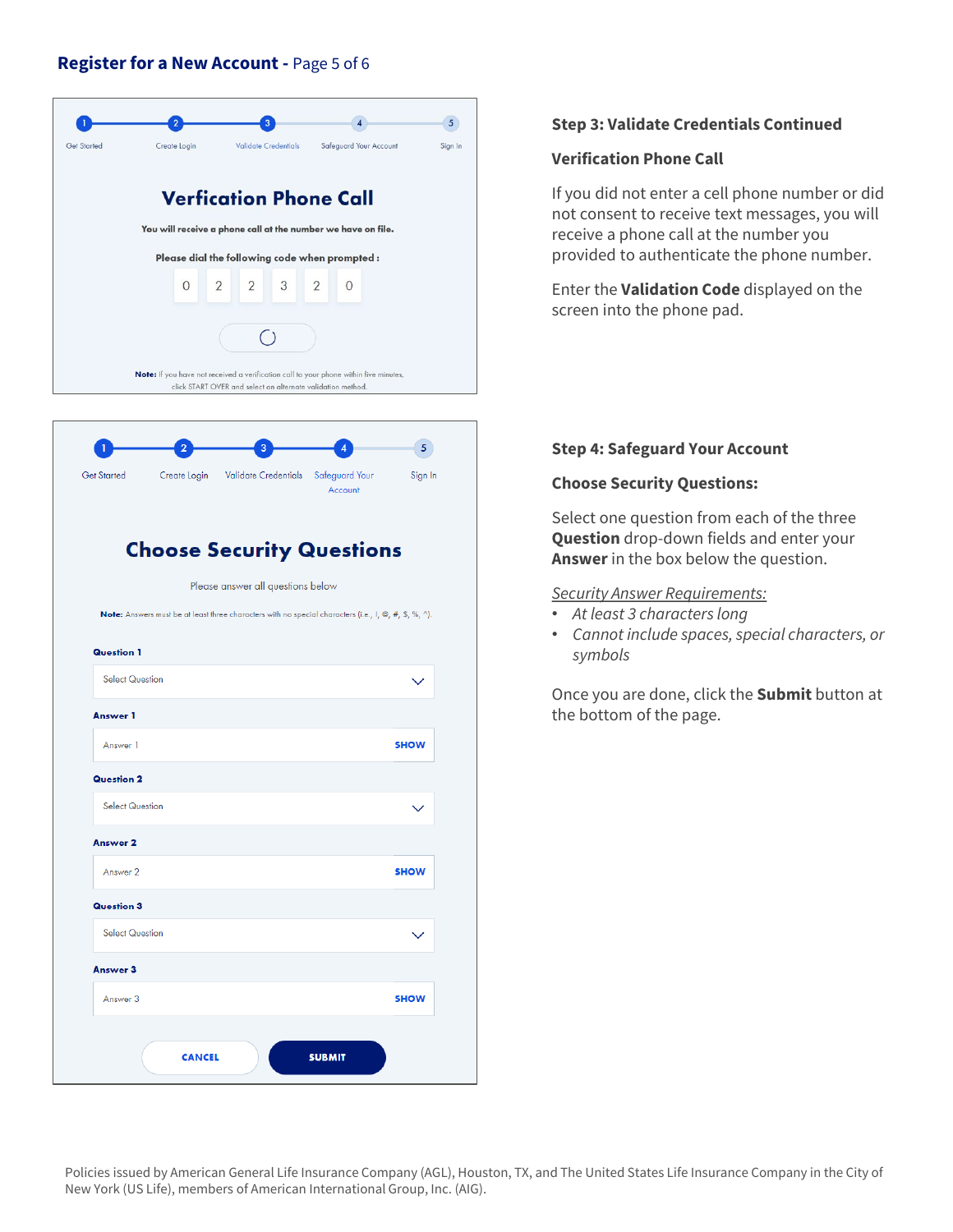## Register for a New Account - Page 5 of 6

### Step 3: Validate Credentials Continued

**Verification Phone Call**

If you did not enter a cell phone number or did not consent to receive text messages, you will receive a phone call at the number you provided to authenticate the phone number.

Enter the **Validation Code** displayed on the screen into the phone pad.

### Step 4: Safeguard Your Account

**Choose Security Questions:**

Select one question from each of the three **Question** drop-down fields and enter your **Answer** in the box below the question.

*Security Answer Requirements:*

- *At least 3 characters long*
- *Cannot include spaces, special characters, or symbols*

Once you are done, click the **Submit** button at the bottom of the page.

Policies issued by American General Life Insurance Company (AGL), Houston, TX, and The United States Life Insurance Company in the City of New York (US Life), members of American International Group, Inc. (AIG).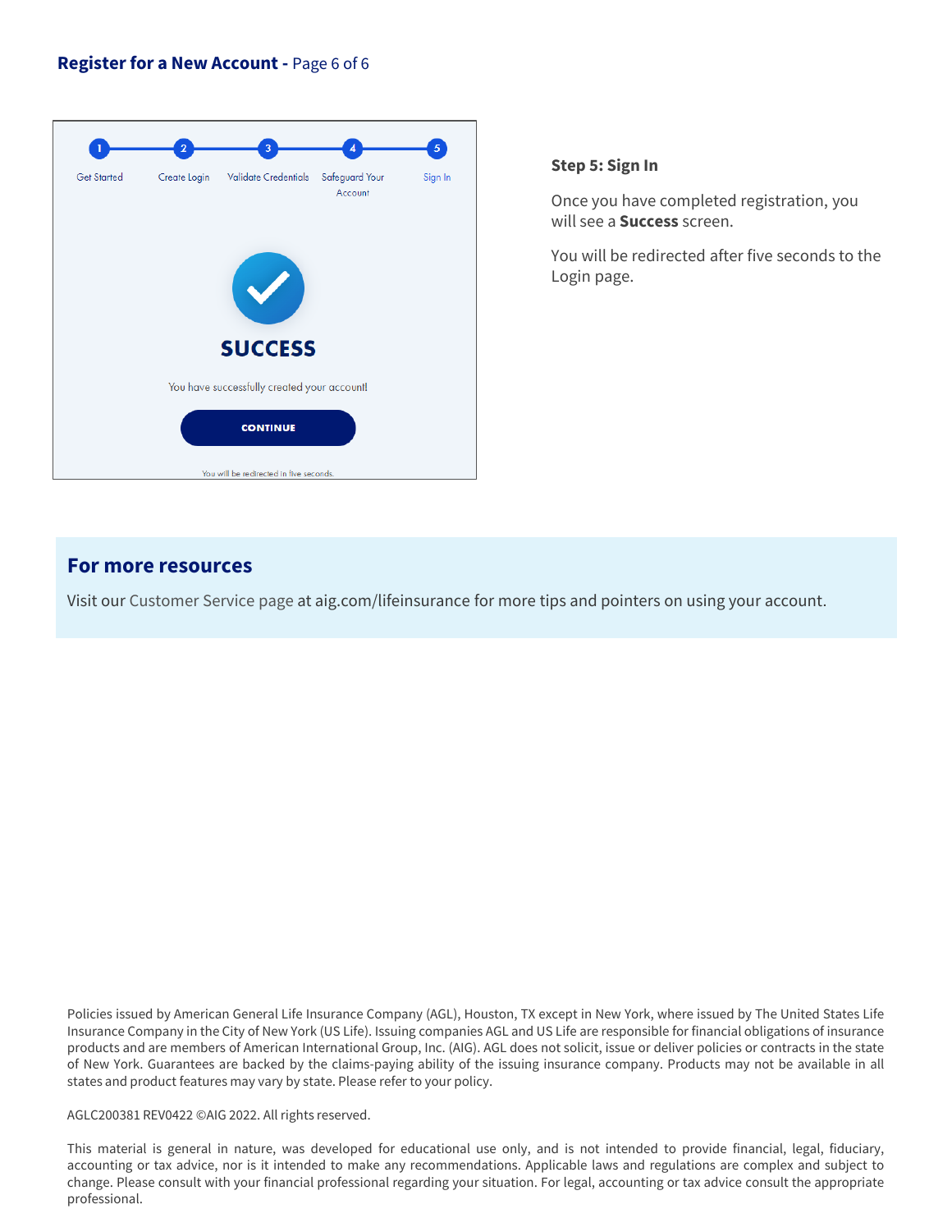## Register for a New Account - Page 6 of 6

1 Get Started
2 Create Login
3 Validate Credentials
4 Safeguard Your Account
5 Sign In

**SUCCESS**

You have successfully created your account!

CONTINUE

You will be redirected in five seconds.

### Step 5: Sign In

Once you have completed registration, you will see a **Success** screen.

You will be redirected after five seconds to the Login page.

## For more resources

Visit our Customer Service page at aig.com/lifeinsurance for more tips and pointers on using your account.

Policies issued by American General Life Insurance Company (AGL), Houston, TX except in New York, where issued by The United States Life Insurance Company in the City of New York (US Life). Issuing companies AGL and US Life are responsible for financial obligations of insurance products and are members of American International Group, Inc. (AIG). AGL does not solicit, issue or deliver policies or contracts in the state of New York. Guarantees are backed by the claims-paying ability of the issuing insurance company. Products may not be available in all states and product features may vary by state. Please refer to your policy.

AGLC200381 REV0422 ©AIG 2022. All rights reserved.

This material is general in nature, was developed for educational use only, and is not intended to provide financial, legal, fiduciary, accounting or tax advice, nor is it intended to make any recommendations. Applicable laws and regulations are complex and subject to change. Please consult with your financial professional regarding your situation. For legal, accounting or tax advice consult the appropriate professional.